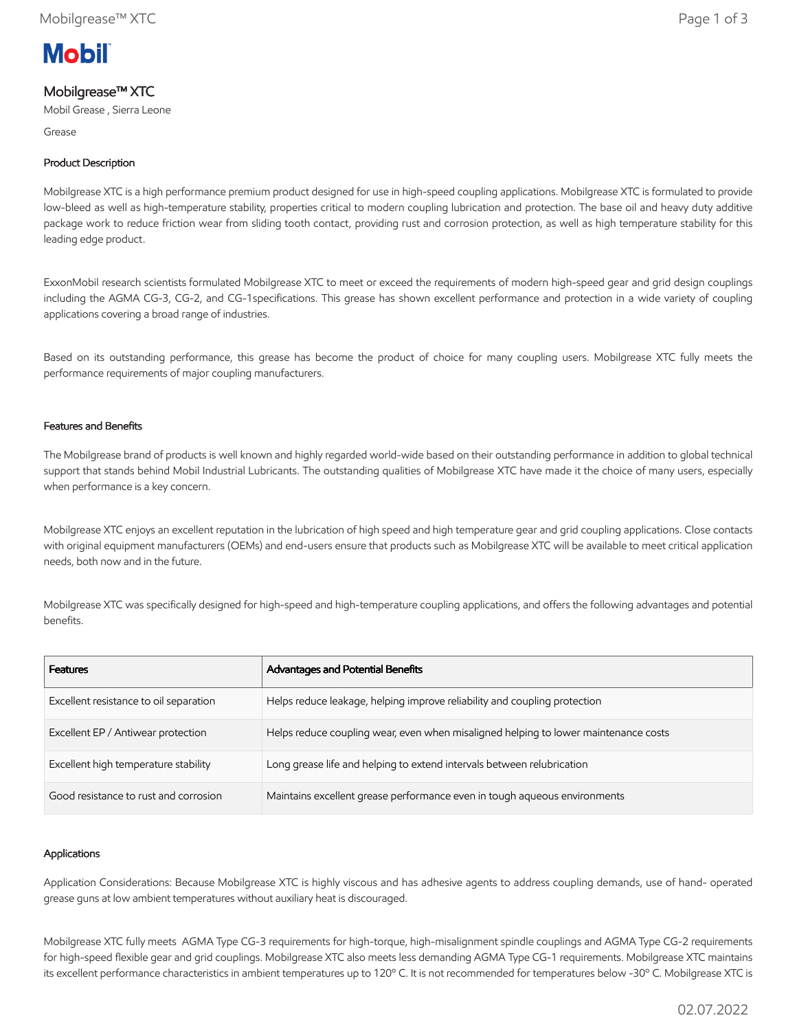Mobil

# Mobilgrease™ XTC

Mobil Grease , Sierra Leone

Grease

## Product Description

Mobilgrease XTC is a high performance premium product designed for use in high-speed coupling applications. Mobilgrease XTC is formulated to provide low-bleed as well as high-temperature stability, properties critical to modern coupling lubrication and protection. The base oil and heavy duty additive package work to reduce friction wear from sliding tooth contact, providing rust and corrosion protection, as well as high temperature stability for this leading edge product.

ExxonMobil research scientists formulated Mobilgrease XTC to meet or exceed the requirements of modern high-speed gear and grid design couplings including the AGMA CG-3, CG-2, and CG-1specifications. This grease has shown excellent performance and protection in a wide variety of coupling applications covering a broad range of industries.

Based on its outstanding performance, this grease has become the product of choice for many coupling users. Mobilgrease XTC fully meets the performance requirements of major coupling manufacturers.

## Features and Benefits

The Mobilgrease brand of products is well known and highly regarded world-wide based on their outstanding performance in addition to global technical support that stands behind Mobil Industrial Lubricants. The outstanding qualities of Mobilgrease XTC have made it the choice of many users, especially when performance is a key concern.

Mobilgrease XTC enjoys an excellent reputation in the lubrication of high speed and high temperature gear and grid coupling applications. Close contacts with original equipment manufacturers (OEMs) and end-users ensure that products such as Mobilgrease XTC will be available to meet critical application needs, both now and in the future.

Mobilgrease XTC was specifically designed for high-speed and high-temperature coupling applications, and offers the following advantages and potential benefits.

| Features | Advantages and Potential Benefits |
| --- | --- |
| Excellent resistance to oil separation | Helps reduce leakage, helping improve reliability and coupling protection |
| Excellent EP / Antiwear protection | Helps reduce coupling wear, even when misaligned helping to lower maintenance costs |
| Excellent high temperature stability | Long grease life and helping to extend intervals between relubrication |
| Good resistance to rust and corrosion | Maintains excellent grease performance even in tough aqueous environments |

## Applications

Application Considerations: Because Mobilgrease XTC is highly viscous and has adhesive agents to address coupling demands, use of hand- operated grease guns at low ambient temperatures without auxiliary heat is discouraged.

Mobilgrease XTC fully meets AGMA Type CG-3 requirements for high-torque, high-misalignment spindle couplings and AGMA Type CG-2 requirements for high-speed flexible gear and grid couplings. Mobilgrease XTC also meets less demanding AGMA Type CG-1 requirements. Mobilgrease XTC maintains its excellent performance characteristics in ambient temperatures up to 120º C. It is not recommended for temperatures below -30º C. Mobilgrease XTC is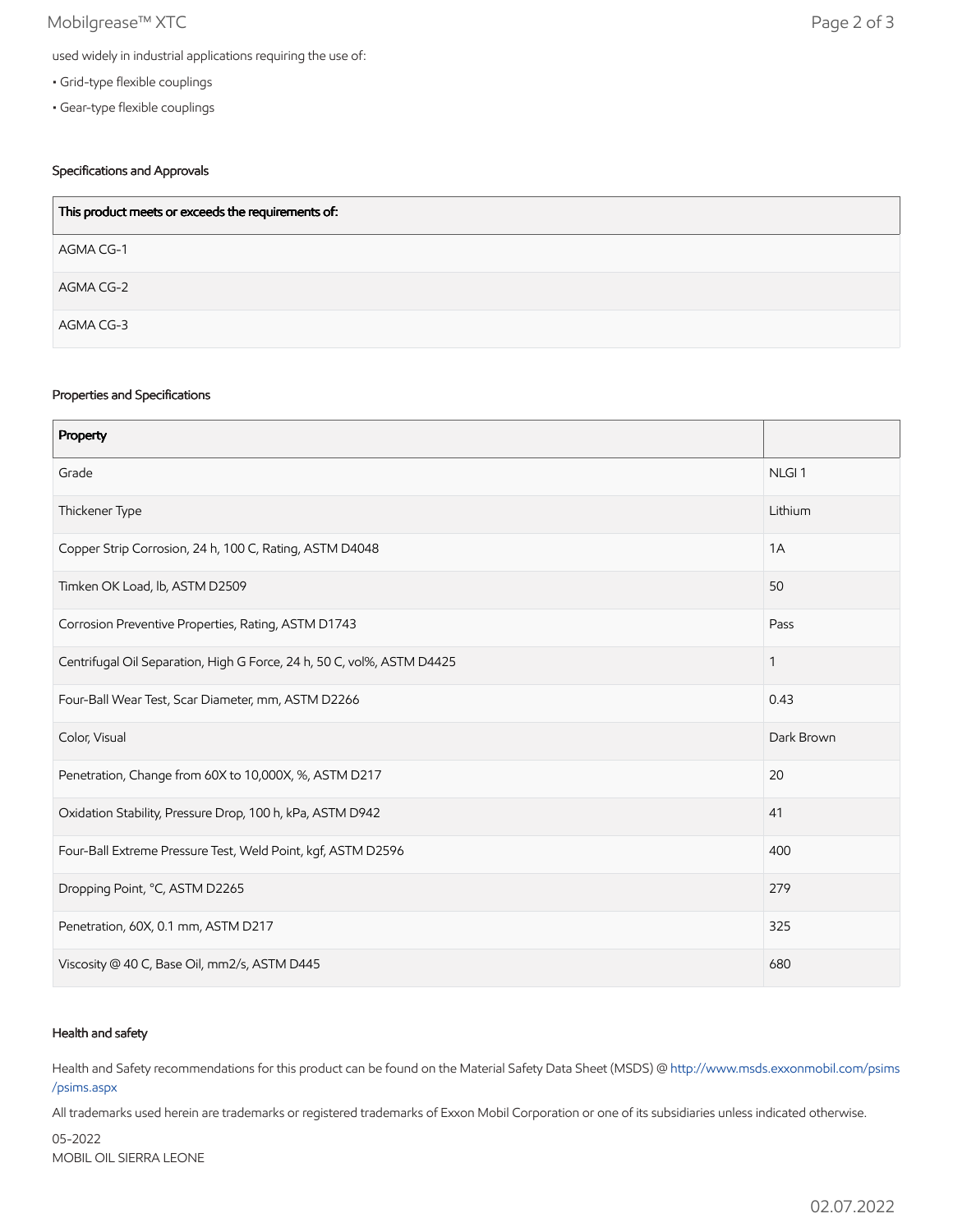used widely in industrial applications requiring the use of:

- Grid-type flexible couplings
- Gear-type flexible couplings

#### Specifications and Approvals

| This product meets or exceeds the requirements of: |
|---|
| AGMA CG-1 |
| AGMA CG-2 |
| AGMA CG-3 |

#### Properties and Specifications

| Property | |
|---|---|
| Grade | NLGI 1 |
| Thickener Type | Lithium |
| Copper Strip Corrosion, 24 h, 100 C, Rating, ASTM D4048 | 1A |
| Timken OK Load, lb, ASTM D2509 | 50 |
| Corrosion Preventive Properties, Rating, ASTM D1743 | Pass |
| Centrifugal Oil Separation, High G Force, 24 h, 50 C, vol%, ASTM D4425 | 1 |
| Four-Ball Wear Test, Scar Diameter, mm, ASTM D2266 | 0.43 |
| Color, Visual | Dark Brown |
| Penetration, Change from 60X to 10,000X, %, ASTM D217 | 20 |
| Oxidation Stability, Pressure Drop, 100 h, kPa, ASTM D942 | 41 |
| Four-Ball Extreme Pressure Test, Weld Point, kgf, ASTM D2596 | 400 |
| Dropping Point, °C, ASTM D2265 | 279 |
| Penetration, 60X, 0.1 mm, ASTM D217 | 325 |
| Viscosity @ 40 C, Base Oil, mm2/s, ASTM D445 | 680 |

#### Health and safety

Health and Safety recommendations for this product can be found on the Material Safety Data Sheet (MSDS) @ http://www.msds.exxonmobil.com/psims/psims.aspx

All trademarks used herein are trademarks or registered trademarks of Exxon Mobil Corporation or one of its subsidiaries unless indicated otherwise.

05-2022
MOBIL OIL SIERRA LEONE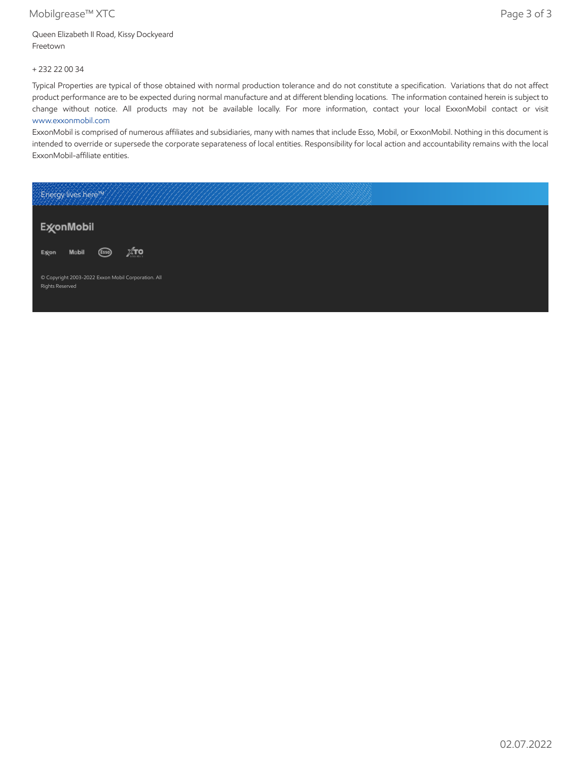Queen Elizabeth II Road, Kissy Dockyeard
Freetown

+ 232 22 00 34

Typical Properties are typical of those obtained with normal production tolerance and do not constitute a specification. Variations that do not affect product performance are to be expected during normal manufacture and at different blending locations. The information contained herein is subject to change without notice. All products may not be available locally. For more information, contact your local ExxonMobil contact or visit www.exxonmobil.com

ExxonMobil is comprised of numerous affiliates and subsidiaries, many with names that include Esso, Mobil, or ExxonMobil. Nothing in this document is intended to override or supersede the corporate separateness of local entities. Responsibility for local action and accountability remains with the local ExxonMobil-affiliate entities.

Energy lives here™

ExxonMobil

Exxon Mobil Esso XTO

© Copyright 2003-2022 Exxon Mobil Corporation. All Rights Reserved

02.07.2022